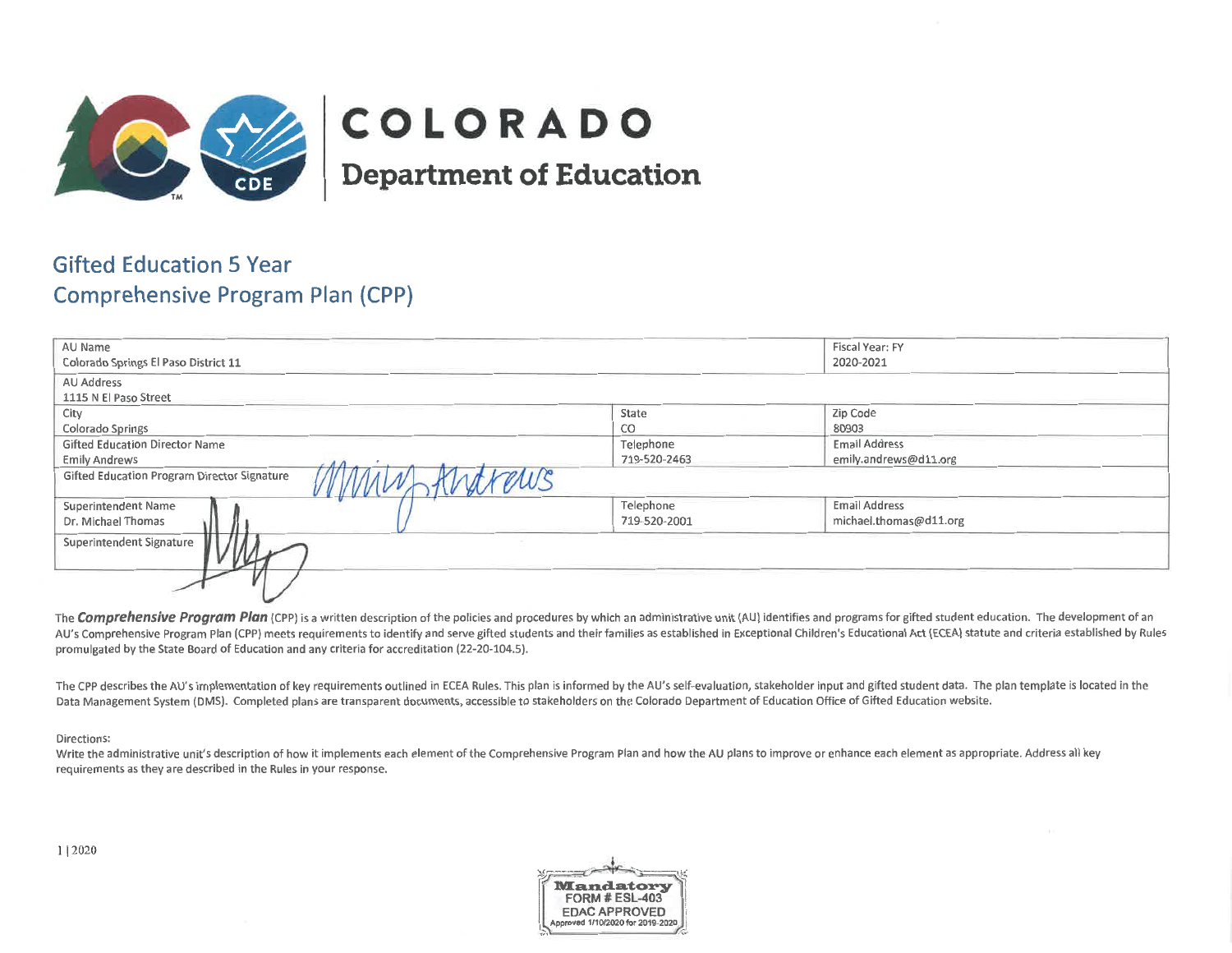# COLORADO

## Department of Education

## Gifted Education 5 Year Comprehensive Program Plan (CPP)

| AU Name<br>Colorado Springs El Paso District 11 | | Fiscal Year: FY<br>2020-2021 |
|---|---|---|
| AU Address<br>1115 N El Paso Street | | |
| City<br>Colorado Springs | State<br>CO | Zip Code<br>80903 |
| Gifted Education Director Name<br>Emily Andrews | Telephone<br>719-520-2463 | Email Address<br>emily.andrews@d11.org |
| Gifted Education Program Director Signature | | |
| Superintendent Name<br>Dr. Michael Thomas | Telephone<br>719-520-2001 | Email Address<br>michael.thomas@d11.org |
| Superintendent Signature | | |

The ***Comprehensive Program Plan*** (CPP) is a written description of the policies and procedures by which an administrative unit (AU) identifies and programs for gifted student education. The development of an AU's Comprehensive Program Plan (CPP) meets requirements to identify and serve gifted students and their families as established in Exceptional Children's Educational Act (ECEA) statute and criteria established by Rules promulgated by the State Board of Education and any criteria for accreditation (22-20-104.5).

The CPP describes the AU's implementation of key requirements outlined in ECEA Rules. This plan is informed by the AU's self-evaluation, stakeholder input and gifted student data. The plan template is located in the Data Management System (DMS). Completed plans are transparent documents, accessible to stakeholders on the Colorado Department of Education Office of Gifted Education website.

Directions:
Write the administrative unit's description of how it implements each element of the Comprehensive Program Plan and how the AU plans to improve or enhance each element as appropriate. Address all key requirements as they are described in the Rules in your response.

1 | 2020

Mandatory
FORM # ESL-403
EDAC APPROVED
Approved 1/10/2020 for 2019-2020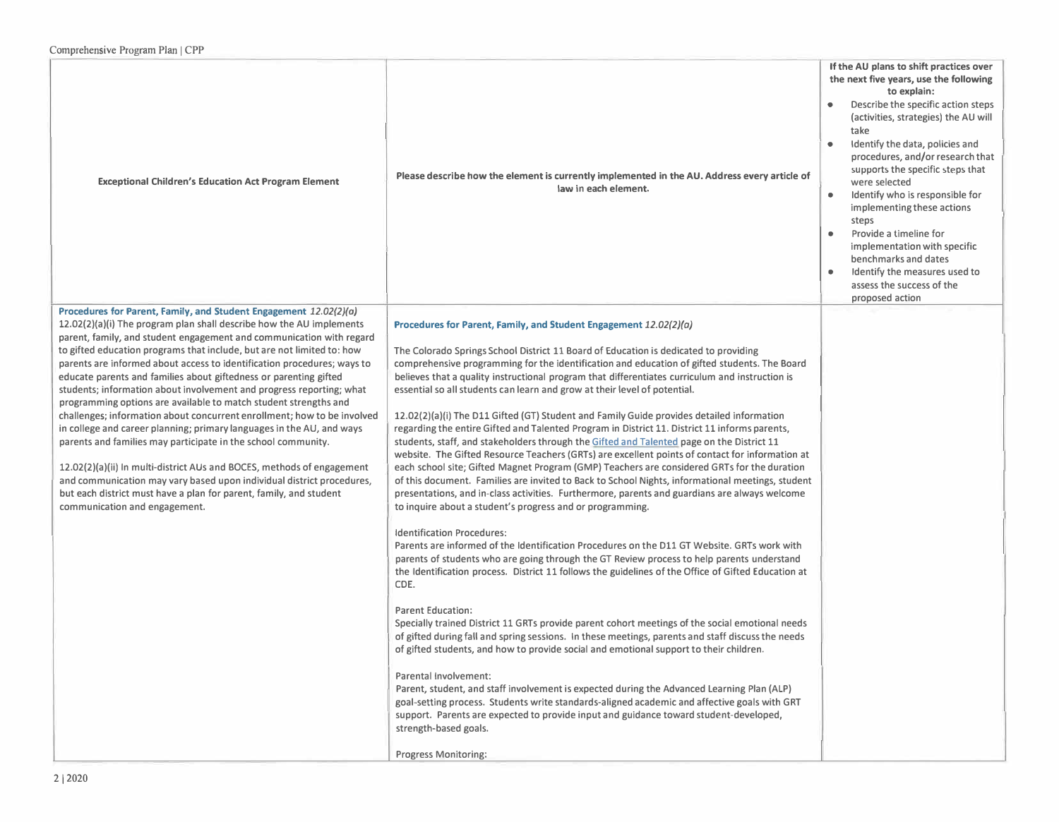| Exceptional Children's Education Act Program Element | Please describe how the element is currently implemented in the AU. Address every article of law in each element. | If the AU plans to shift practices over the next five years, use the following to explain:<br>• Describe the specific action steps (activities, strategies) the AU will take<br>• Identify the data, policies and procedures, and/or research that supports the specific steps that were selected<br>• Identify who is responsible for implementing these actions steps<br>• Provide a timeline for implementation with specific benchmarks and dates<br>• Identify the measures used to assess the success of the proposed action |
|---|---|---|
| **Procedures for Parent, Family, and Student Engagement** *12.02(2)(a)*<br>12.02(2)(a)(i) The program plan shall describe how the AU implements parent, family, and student engagement and communication with regard to gifted education programs that include, but are not limited to: how parents are informed about access to identification procedures; ways to educate parents and families about giftedness or parenting gifted students; information about involvement and progress reporting; what programming options are available to match student strengths and challenges; information about concurrent enrollment; how to be involved in college and career planning; primary languages in the AU, and ways parents and families may participate in the school community.<br><br>12.02(2)(a)(ii) In multi-district AUs and BOCES, methods of engagement and communication may vary based upon individual district procedures, but each district must have a plan for parent, family, and student communication and engagement. | **Procedures for Parent, Family, and Student Engagement** *12.02(2)(a)*<br><br>The Colorado Springs School District 11 Board of Education is dedicated to providing comprehensive programming for the identification and education of gifted students. The Board believes that a quality instructional program that differentiates curriculum and instruction is essential so all students can learn and grow at their level of potential.<br><br>12.02(2)(a)(i) The D11 Gifted (GT) Student and Family Guide provides detailed information regarding the entire Gifted and Talented Program in District 11. District 11 informs parents, students, staff, and stakeholders through the Gifted and Talented page on the District 11 website. The Gifted Resource Teachers (GRTs) are excellent points of contact for information at each school site; Gifted Magnet Program (GMP) Teachers are considered GRTs for the duration of this document. Families are invited to Back to School Nights, informational meetings, student presentations, and in-class activities. Furthermore, parents and guardians are always welcome to inquire about a student's progress and or programming.<br><br>Identification Procedures:<br>Parents are informed of the Identification Procedures on the D11 GT Website. GRTs work with parents of students who are going through the GT Review process to help parents understand the Identification process. District 11 follows the guidelines of the Office of Gifted Education at CDE.<br><br>Parent Education:<br>Specially trained District 11 GRTs provide parent cohort meetings of the social emotional needs of gifted during fall and spring sessions. In these meetings, parents and staff discuss the needs of gifted students, and how to provide social and emotional support to their children.<br><br>Parental Involvement:<br>Parent, student, and staff involvement is expected during the Advanced Learning Plan (ALP) goal-setting process. Students write standards-aligned academic and affective goals with GRT support. Parents are expected to provide input and guidance toward student-developed, strength-based goals.<br><br>Progress Monitoring: | |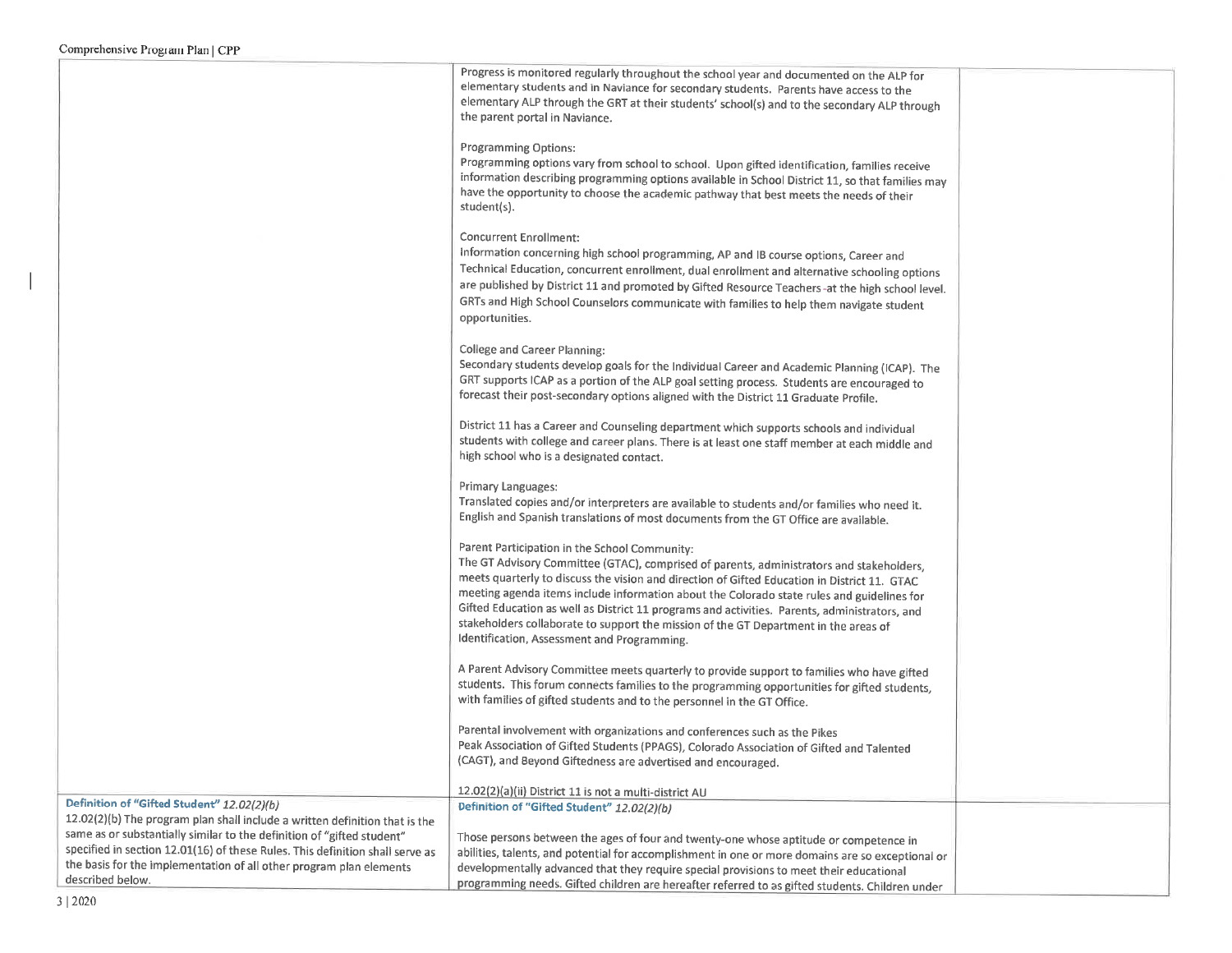| | | |
|---|---|---|
| | Progress is monitored regularly throughout the school year and documented on the ALP for elementary students and in Naviance for secondary students. Parents have access to the elementary ALP through the GRT at their students' school(s) and to the secondary ALP through the parent portal in Naviance.<br><br>Programming Options:<br>Programming options vary from school to school. Upon gifted identification, families receive information describing programming options available in School District 11, so that families may have the opportunity to choose the academic pathway that best meets the needs of their student(s).<br><br>Concurrent Enrollment:<br>Information concerning high school programming, AP and IB course options, Career and Technical Education, concurrent enrollment, dual enrollment and alternative schooling options are published by District 11 and promoted by Gifted Resource Teachers at the high school level. GRTs and High School Counselors communicate with families to help them navigate student opportunities.<br><br>College and Career Planning:<br>Secondary students develop goals for the Individual Career and Academic Planning (ICAP). The GRT supports ICAP as a portion of the ALP goal setting process. Students are encouraged to forecast their post-secondary options aligned with the District 11 Graduate Profile.<br><br>District 11 has a Career and Counseling department which supports schools and individual students with college and career plans. There is at least one staff member at each middle and high school who is a designated contact.<br><br>Primary Languages:<br>Translated copies and/or interpreters are available to students and/or families who need it. English and Spanish translations of most documents from the GT Office are available.<br><br>Parent Participation in the School Community:<br>The GT Advisory Committee (GTAC), comprised of parents, administrators and stakeholders, meets quarterly to discuss the vision and direction of Gifted Education in District 11. GTAC meeting agenda items include information about the Colorado state rules and guidelines for Gifted Education as well as District 11 programs and activities. Parents, administrators, and stakeholders collaborate to support the mission of the GT Department in the areas of Identification, Assessment and Programming.<br><br>A Parent Advisory Committee meets quarterly to provide support to families who have gifted students. This forum connects families to the programming opportunities for gifted students, with families of gifted students and to the personnel in the GT Office.<br><br>Parental involvement with organizations and conferences such as the Pikes Peak Association of Gifted Students (PPAGS), Colorado Association of Gifted and Talented (CAGT), and Beyond Giftedness are advertised and encouraged.<br><br>12.02(2)(a)(ii) District 11 is not a multi-district AU | |
| **Definition of "Gifted Student"** *12.02(2)(b)*<br>12.02(2)(b) The program plan shall include a written definition that is the same as or substantially similar to the definition of "gifted student" specified in section 12.01(16) of these Rules. This definition shall serve as the basis for the implementation of all other program plan elements described below. | **Definition of "Gifted Student"** *12.02(2)(b)*<br><br>Those persons between the ages of four and twenty-one whose aptitude or competence in abilities, talents, and potential for accomplishment in one or more domains are so exceptional or developmentally advanced that they require special provisions to meet their educational programming needs. Gifted children are hereafter referred to as gifted students. Children under | |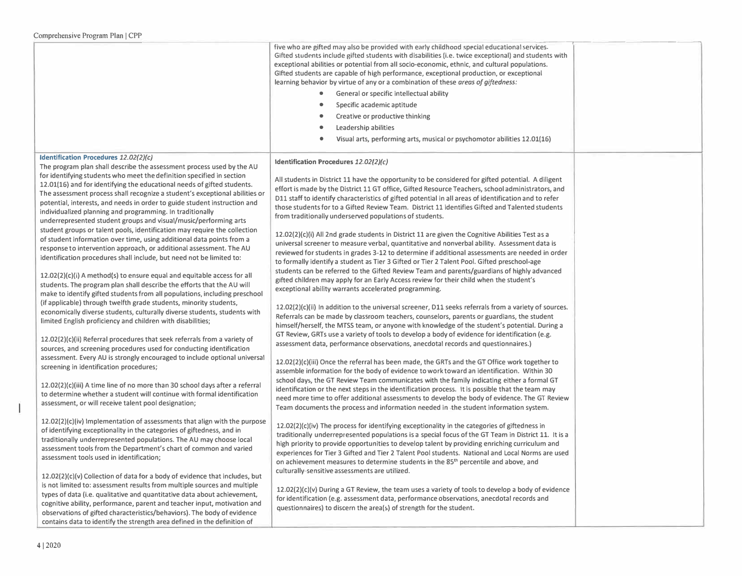| | | |
|---|---|---|
| | five who are gifted may also be provided with early childhood special educational services. Gifted students include gifted students with disabilities (i.e. twice exceptional) and students with exceptional abilities or potential from all socio-economic, ethnic, and cultural populations. Gifted students are capable of high performance, exceptional production, or exceptional learning behavior by virtue of any or a combination of these *areas of giftedness:*<br>• General or specific intellectual ability<br>• Specific academic aptitude<br>• Creative or productive thinking<br>• Leadership abilities<br>• Visual arts, performing arts, musical or psychomotor abilities 12.01(16) | |
| **Identification Procedures** *12.02(2)(c)*<br>The program plan shall describe the assessment process used by the AU for identifying students who meet the definition specified in section 12.01(16) and for identifying the educational needs of gifted students. The assessment process shall recognize a student's exceptional abilities or potential, interests, and needs in order to guide student instruction and individualized planning and programming. In traditionally underrepresented student groups and visual/music/performing arts student groups or talent pools, identification may require the collection of student information over time, using additional data points from a response to intervention approach, or additional assessment. The AU identification procedures shall include, but need not be limited to:<br><br>12.02(2)(c)(i) A method(s) to ensure equal and equitable access for all students. The program plan shall describe the efforts that the AU will make to identify gifted students from all populations, including preschool (if applicable) through twelfth grade students, minority students, economically diverse students, culturally diverse students, students with limited English proficiency and children with disabilities;<br><br>12.02(2)(c)(ii) Referral procedures that seek referrals from a variety of sources, and screening procedures used for conducting identification assessment. Every AU is strongly encouraged to include optional universal screening in identification procedures;<br><br>12.02(2)(c)(iii) A time line of no more than 30 school days after a referral to determine whether a student will continue with formal identification assessment, or will receive talent pool designation;<br><br>12.02(2)(c)(iv) Implementation of assessments that align with the purpose of identifying exceptionality in the categories of giftedness, and in traditionally underrepresented populations. The AU may choose local assessment tools from the Department's chart of common and varied assessment tools used in identification;<br><br>12.02(2)(c)(v) Collection of data for a body of evidence that includes, but is not limited to: assessment results from multiple sources and multiple types of data (i.e. qualitative and quantitative data about achievement, cognitive ability, performance, parent and teacher input, motivation and observations of gifted characteristics/behaviors). The body of evidence contains data to identify the strength area defined in the definition of | **Identification Procedures** *12.02(2)(c)*<br><br>All students in District 11 have the opportunity to be considered for gifted potential. A diligent effort is made by the District 11 GT office, Gifted Resource Teachers, school administrators, and D11 staff to identify characteristics of gifted potential in all areas of identification and to refer those students for to a Gifted Review Team. District 11 identifies Gifted and Talented students from traditionally underserved populations of students.<br><br>12.02(2)(c)(i) All 2nd grade students in District 11 are given the Cognitive Abilities Test as a universal screener to measure verbal, quantitative and nonverbal ability. Assessment data is reviewed for students in grades 3-12 to determine if additional assessments are needed in order to formally identify a student as Tier 3 Gifted or Tier 2 Talent Pool. Gifted preschool-age students can be referred to the Gifted Review Team and parents/guardians of highly advanced gifted children may apply for an Early Access review for their child when the student's exceptional ability warrants accelerated programming.<br><br>12.02(2)(c)(ii) In addition to the universal screener, D11 seeks referrals from a variety of sources. Referrals can be made by classroom teachers, counselors, parents or guardians, the student himself/herself, the MTSS team, or anyone with knowledge of the student's potential. During a GT Review, GRTs use a variety of tools to develop a body of evidence for identification (e.g. assessment data, performance observations, anecdotal records and questionnaires.)<br><br>12.02(2)(c)(iii) Once the referral has been made, the GRTs and the GT Office work together to assemble information for the body of evidence to work toward an identification. Within 30 school days, the GT Review Team communicates with the family indicating either a formal GT identification or the next steps in the identification process. It is possible that the team may need more time to offer additional assessments to develop the body of evidence. The GT Review Team documents the process and information needed in the student information system.<br><br>12.02(2)(c)(iv) The process for identifying exceptionality in the categories of giftedness in traditionally underrepresented populations is a special focus of the GT Team in District 11. It is a high priority to provide opportunities to develop talent by providing enriching curriculum and experiences for Tier 3 Gifted and Tier 2 Talent Pool students. National and Local Norms are used on achievement measures to determine students in the 85th percentile and above, and culturally-sensitive assessments are utilized.<br><br>12.02(2)(c)(v) During a GT Review, the team uses a variety of tools to develop a body of evidence for identification (e.g. assessment data, performance observations, anecdotal records and questionnaires) to discern the area(s) of strength for the student. | |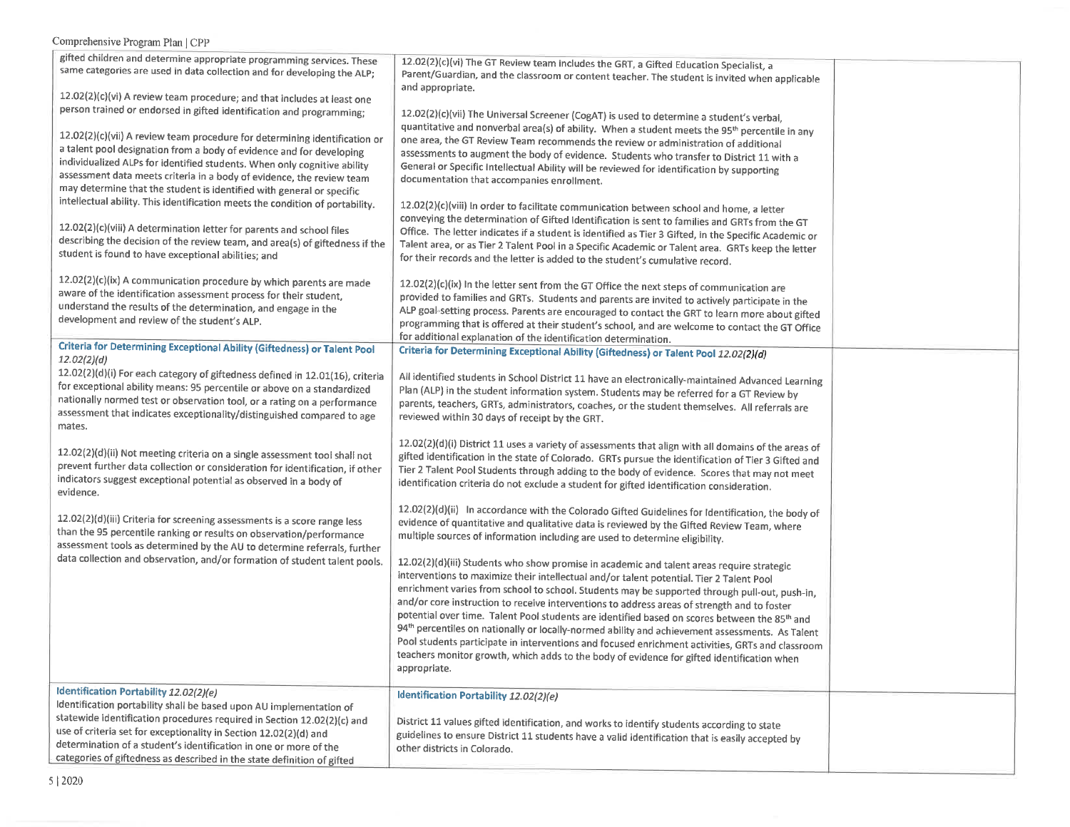| | | |
|---|---|---|
| gifted children and determine appropriate programming services. These same categories are used in data collection and for developing the ALP;<br><br>12.02(2)(c)(vi) A review team procedure; and that includes at least one person trained or endorsed in gifted identification and programming;<br><br>12.02(2)(c)(vii) A review team procedure for determining identification or a talent pool designation from a body of evidence and for developing individualized ALPs for identified students. When only cognitive ability assessment data meets criteria in a body of evidence, the review team may determine that the student is identified with general or specific intellectual ability. This identification meets the condition of portability.<br><br>12.02(2)(c)(viii) A determination letter for parents and school files describing the decision of the review team, and area(s) of giftedness if the student is found to have exceptional abilities; and<br><br>12.02(2)(c)(ix) A communication procedure by which parents are made aware of the identification assessment process for their student, understand the results of the determination, and engage in the development and review of the student's ALP. | 12.02(2)(c)(vi) The GT Review team includes the GRT, a Gifted Education Specialist, a Parent/Guardian, and the classroom or content teacher. The student is invited when applicable and appropriate.<br><br>12.02(2)(c)(vii) The Universal Screener (CogAT) is used to determine a student's verbal, quantitative and nonverbal area(s) of ability. When a student meets the 95th percentile in any one area, the GT Review Team recommends the review or administration of additional assessments to augment the body of evidence. Students who transfer to District 11 with a General or Specific Intellectual Ability will be reviewed for identification by supporting documentation that accompanies enrollment.<br><br>12.02(2)(c)(viii) In order to facilitate communication between school and home, a letter conveying the determination of Gifted Identification is sent to families and GRTs from the GT Office. The letter indicates if a student is identified as Tier 3 Gifted, in the Specific Academic or Talent area, or as Tier 2 Talent Pool in a Specific Academic or Talent area. GRTs keep the letter for their records and the letter is added to the student's cumulative record.<br><br>12.02(2)(c)(ix) In the letter sent from the GT Office the next steps of communication are provided to families and GRTs. Students and parents are invited to actively participate in the ALP goal-setting process. Parents are encouraged to contact the GRT to learn more about gifted programming that is offered at their student's school, and are welcome to contact the GT Office for additional explanation of the identification determination. | |
| **Criteria for Determining Exceptional Ability (Giftedness) or Talent Pool** *12.02(2)(d)*<br>12.02(2)(d)(i) For each category of giftedness defined in 12.01(16), criteria for exceptional ability means: 95 percentile or above on a standardized nationally normed test or observation tool, or a rating on a performance assessment that indicates exceptionality/distinguished compared to age mates.<br><br>12.02(2)(d)(ii) Not meeting criteria on a single assessment tool shall not prevent further data collection or consideration for identification, if other indicators suggest exceptional potential as observed in a body of evidence.<br><br>12.02(2)(d)(iii) Criteria for screening assessments is a score range less than the 95 percentile ranking or results on observation/performance assessment tools as determined by the AU to determine referrals, further data collection and observation, and/or formation of student talent pools. | **Criteria for Determining Exceptional Ability (Giftedness) or Talent Pool** *12.02(2)(d)*<br><br>All identified students in School District 11 have an electronically-maintained Advanced Learning Plan (ALP) in the student information system. Students may be referred for a GT Review by parents, teachers, GRTs, administrators, coaches, or the student themselves. All referrals are reviewed within 30 days of receipt by the GRT.<br><br>12.02(2)(d)(i) District 11 uses a variety of assessments that align with all domains of the areas of gifted identification in the state of Colorado. GRTs pursue the identification of Tier 3 Gifted and Tier 2 Talent Pool Students through adding to the body of evidence. Scores that may not meet identification criteria do not exclude a student for gifted identification consideration.<br><br>12.02(2)(d)(ii) In accordance with the Colorado Gifted Guidelines for Identification, the body of evidence of quantitative and qualitative data is reviewed by the Gifted Review Team, where multiple sources of information including are used to determine eligibility.<br><br>12.02(2)(d)(iii) Students who show promise in academic and talent areas require strategic interventions to maximize their intellectual and/or talent potential. Tier 2 Talent Pool enrichment varies from school to school. Students may be supported through pull-out, push-in, and/or core instruction to receive interventions to address areas of strength and to foster potential over time. Talent Pool students are identified based on scores between the 85th and 94th percentiles on nationally or locally-normed ability and achievement assessments. As Talent Pool students participate in interventions and focused enrichment activities, GRTs and classroom teachers monitor growth, which adds to the body of evidence for gifted identification when appropriate. | |
| **Identification Portability** *12.02(2)(e)*<br>Identification portability shall be based upon AU implementation of statewide identification procedures required in Section 12.02(2)(c) and use of criteria set for exceptionality in Section 12.02(2)(d) and determination of a student's identification in one or more of the categories of giftedness as described in the state definition of gifted | **Identification Portability** *12.02(2)(e)*<br><br>District 11 values gifted identification, and works to identify students according to state guidelines to ensure District 11 students have a valid identification that is easily accepted by other districts in Colorado. | |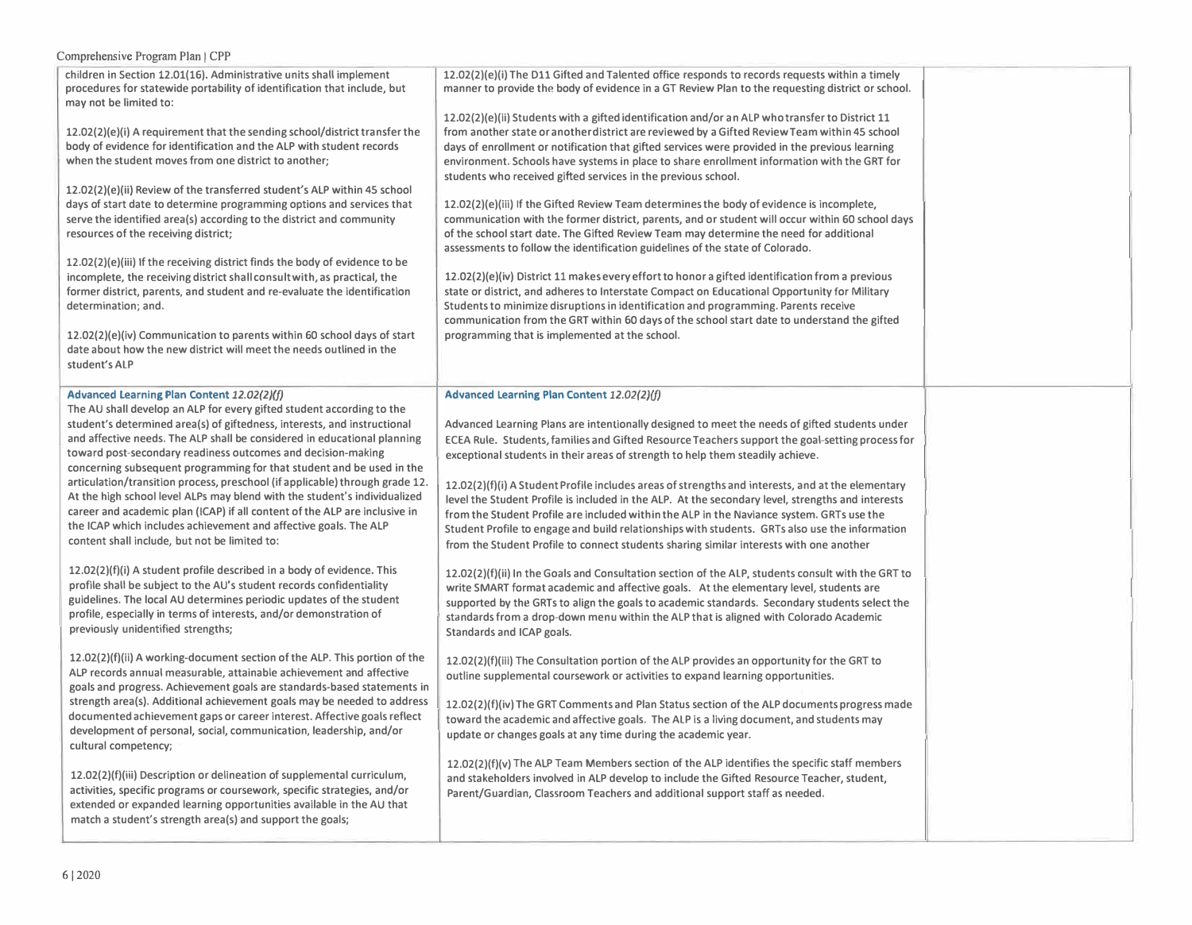| | | |
|---|---|---|
| children in Section 12.01(16). Administrative units shall implement procedures for statewide portability of identification that include, but may not be limited to:<br><br>12.02(2)(e)(i) A requirement that the sending school/district transfer the body of evidence for identification and the ALP with student records when the student moves from one district to another;<br><br>12.02(2)(e)(ii) Review of the transferred student's ALP within 45 school days of start date to determine programming options and services that serve the identified area(s) according to the district and community resources of the receiving district;<br><br>12.02(2)(e)(iii) If the receiving district finds the body of evidence to be incomplete, the receiving district shall consult with, as practical, the former district, parents, and student and re-evaluate the identification determination; and.<br><br>12.02(2)(e)(iv) Communication to parents within 60 school days of start date about how the new district will meet the needs outlined in the student's ALP | 12.02(2)(e)(i) The D11 Gifted and Talented office responds to records requests within a timely manner to provide the body of evidence in a GT Review Plan to the requesting district or school.<br><br>12.02(2)(e)(ii) Students with a gifted identification and/or an ALP who transfer to District 11 from another state or another district are reviewed by a Gifted Review Team within 45 school days of enrollment or notification that gifted services were provided in the previous learning environment. Schools have systems in place to share enrollment information with the GRT for students who received gifted services in the previous school.<br><br>12.02(2)(e)(iii) If the Gifted Review Team determines the body of evidence is incomplete, communication with the former district, parents, and or student will occur within 60 school days of the school start date. The Gifted Review Team may determine the need for additional assessments to follow the identification guidelines of the state of Colorado.<br><br>12.02(2)(e)(iv) District 11 makes every effort to honor a gifted identification from a previous state or district, and adheres to Interstate Compact on Educational Opportunity for Military Students to minimize disruptions in identification and programming. Parents receive communication from the GRT within 60 days of the school start date to understand the gifted programming that is implemented at the school. | |
| **Advanced Learning Plan Content** *12.02(2)(f)*<br>The AU shall develop an ALP for every gifted student according to the student's determined area(s) of giftedness, interests, and instructional and affective needs. The ALP shall be considered in educational planning toward post-secondary readiness outcomes and decision-making concerning subsequent programming for that student and be used in the articulation/transition process, preschool (if applicable) through grade 12. At the high school level ALPs may blend with the student's individualized career and academic plan (ICAP) if all content of the ALP are inclusive in the ICAP which includes achievement and affective goals. The ALP content shall include, but not be limited to:<br><br>12.02(2)(f)(i) A student profile described in a body of evidence. This profile shall be subject to the AU's student records confidentiality guidelines. The local AU determines periodic updates of the student profile, especially in terms of interests, and/or demonstration of previously unidentified strengths;<br><br>12.02(2)(f)(ii) A working-document section of the ALP. This portion of the ALP records annual measurable, attainable achievement and affective goals and progress. Achievement goals are standards-based statements in strength area(s). Additional achievement goals may be needed to address documented achievement gaps or career interest. Affective goals reflect development of personal, social, communication, leadership, and/or cultural competency;<br><br>12.02(2)(f)(iii) Description or delineation of supplemental curriculum, activities, specific programs or coursework, specific strategies, and/or extended or expanded learning opportunities available in the AU that match a student's strength area(s) and support the goals; | **Advanced Learning Plan Content** *12.02(2)(f)*<br><br>Advanced Learning Plans are intentionally designed to meet the needs of gifted students under ECEA Rule. Students, families and Gifted Resource Teachers support the goal-setting process for exceptional students in their areas of strength to help them steadily achieve.<br><br>12.02(2)(f)(i) A Student Profile includes areas of strengths and interests, and at the elementary level the Student Profile is included in the ALP. At the secondary level, strengths and interests from the Student Profile are included within the ALP in the Naviance system. GRTs use the Student Profile to engage and build relationships with students. GRTs also use the information from the Student Profile to connect students sharing similar interests with one another<br><br>12.02(2)(f)(ii) In the Goals and Consultation section of the ALP, students consult with the GRT to write SMART format academic and affective goals. At the elementary level, students are supported by the GRTs to align the goals to academic standards. Secondary students select the standards from a drop-down menu within the ALP that is aligned with Colorado Academic Standards and ICAP goals.<br><br>12.02(2)(f)(iii) The Consultation portion of the ALP provides an opportunity for the GRT to outline supplemental coursework or activities to expand learning opportunities.<br><br>12.02(2)(f)(iv) The GRT Comments and Plan Status section of the ALP documents progress made toward the academic and affective goals. The ALP is a living document, and students may update or changes goals at any time during the academic year.<br><br>12.02(2)(f)(v) The ALP Team Members section of the ALP identifies the specific staff members and stakeholders involved in ALP develop to include the Gifted Resource Teacher, student, Parent/Guardian, Classroom Teachers and additional support staff as needed. | |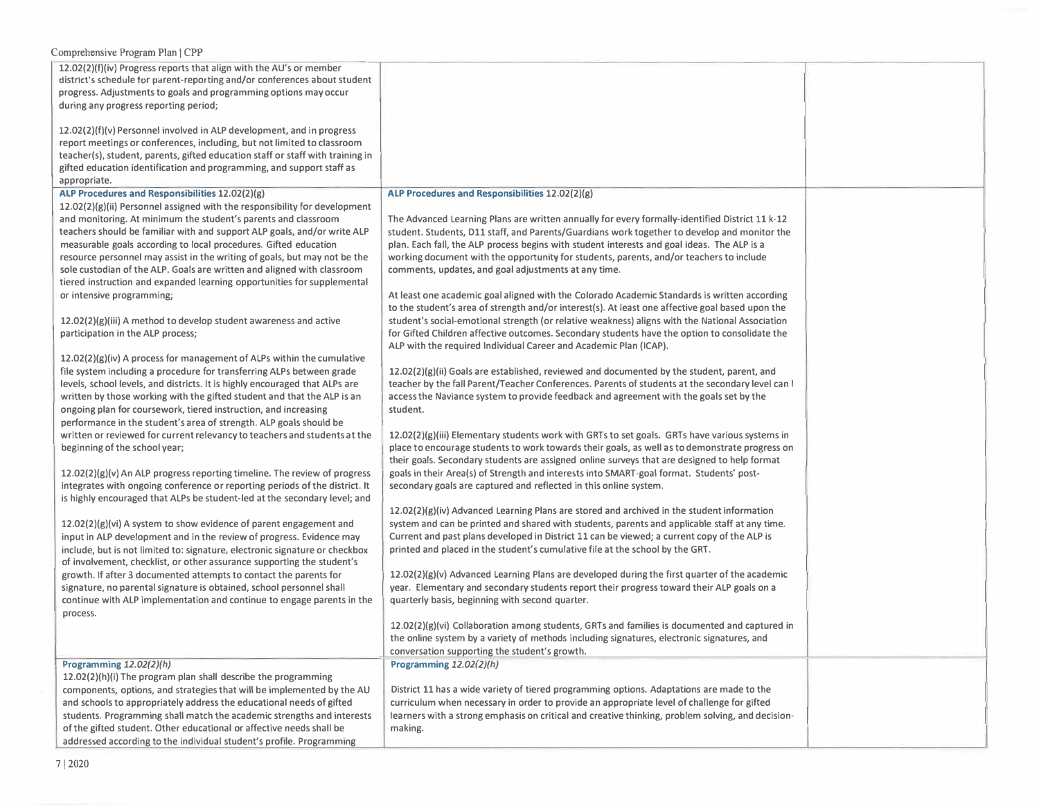| | | |
|---|---|---|
| 12.02(2)(f)(iv) Progress reports that align with the AU's or member district's schedule for parent-reporting and/or conferences about student progress. Adjustments to goals and programming options may occur during any progress reporting period;<br><br>12.02(2)(f)(v) Personnel involved in ALP development, and in progress report meetings or conferences, including, but not limited to classroom teacher(s), student, parents, gifted education staff or staff with training in gifted education identification and programming, and support staff as appropriate. | | |
| **ALP Procedures and Responsibilities** 12.02(2)(g)<br>12.02(2)(g)(ii) Personnel assigned with the responsibility for development and monitoring. At minimum the student's parents and classroom teachers should be familiar with and support ALP goals, and/or write ALP measurable goals according to local procedures. Gifted education resource personnel may assist in the writing of goals, but may not be the sole custodian of the ALP. Goals are written and aligned with classroom tiered instruction and expanded learning opportunities for supplemental or intensive programming;<br><br>12.02(2)(g)(iii) A method to develop student awareness and active participation in the ALP process;<br><br>12.02(2)(g)(iv) A process for management of ALPs within the cumulative file system including a procedure for transferring ALPs between grade levels, school levels, and districts. It is highly encouraged that ALPs are written by those working with the gifted student and that the ALP is an ongoing plan for coursework, tiered instruction, and increasing performance in the student's area of strength. ALP goals should be written or reviewed for current relevancy to teachers and students at the beginning of the school year;<br><br>12.02(2)(g)(v) An ALP progress reporting timeline. The review of progress integrates with ongoing conference or reporting periods of the district. It is highly encouraged that ALPs be student-led at the secondary level; and<br><br>12.02(2)(g)(vi) A system to show evidence of parent engagement and input in ALP development and in the review of progress. Evidence may include, but is not limited to: signature, electronic signature or checkbox of involvement, checklist, or other assurance supporting the student's growth. If after 3 documented attempts to contact the parents for signature, no parental signature is obtained, school personnel shall continue with ALP implementation and continue to engage parents in the process. | **ALP Procedures and Responsibilities** 12.02(2)(g)<br><br>The Advanced Learning Plans are written annually for every formally-identified District 11 k-12 student. Students, D11 staff, and Parents/Guardians work together to develop and monitor the plan. Each fall, the ALP process begins with student interests and goal ideas. The ALP is a working document with the opportunity for students, parents, and/or teachers to include comments, updates, and goal adjustments at any time.<br><br>At least one academic goal aligned with the Colorado Academic Standards is written according to the student's area of strength and/or interest(s). At least one affective goal based upon the student's social-emotional strength (or relative weakness) aligns with the National Association for Gifted Children affective outcomes. Secondary students have the option to consolidate the ALP with the required Individual Career and Academic Plan (ICAP).<br><br>12.02(2)(g)(ii) Goals are established, reviewed and documented by the student, parent, and teacher by the fall Parent/Teacher Conferences. Parents of students at the secondary level can l access the Naviance system to provide feedback and agreement with the goals set by the student.<br><br>12.02(2)(g)(iii) Elementary students work with GRTs to set goals. GRTs have various systems in place to encourage students to work towards their goals, as well as to demonstrate progress on their goals. Secondary students are assigned online surveys that are designed to help format goals in their Area(s) of Strength and interests into SMART-goal format. Students' post-secondary goals are captured and reflected in this online system.<br><br>12.02(2)(g)(iv) Advanced Learning Plans are stored and archived in the student information system and can be printed and shared with students, parents and applicable staff at any time. Current and past plans developed in District 11 can be viewed; a current copy of the ALP is printed and placed in the student's cumulative file at the school by the GRT.<br><br>12.02(2)(g)(v) Advanced Learning Plans are developed during the first quarter of the academic year. Elementary and secondary students report their progress toward their ALP goals on a quarterly basis, beginning with second quarter.<br><br>12.02(2)(g)(vi) Collaboration among students, GRTs and families is documented and captured in the online system by a variety of methods including signatures, electronic signatures, and conversation supporting the student's growth. | |
| **Programming** *12.02(2)(h)*<br>12.02(2)(h)(i) The program plan shall describe the programming components, options, and strategies that will be implemented by the AU and schools to appropriately address the educational needs of gifted students. Programming shall match the academic strengths and interests of the gifted student. Other educational or affective needs shall be addressed according to the individual student's profile. Programming | **Programming** *12.02(2)(h)*<br><br>District 11 has a wide variety of tiered programming options. Adaptations are made to the curriculum when necessary in order to provide an appropriate level of challenge for gifted learners with a strong emphasis on critical and creative thinking, problem solving, and decision-making. | |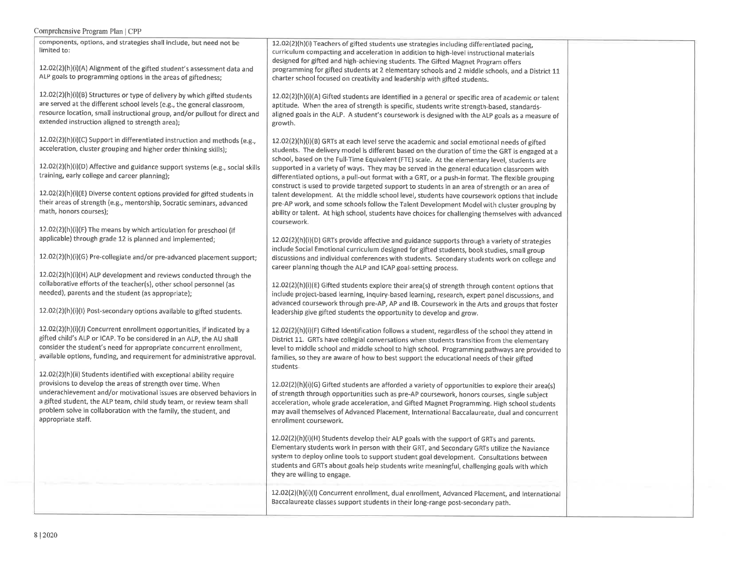| | | |
|---|---|---|
| components, options, and strategies shall include, but need not be limited to:<br><br>12.02(2)(h)(i)(A) Alignment of the gifted student's assessment data and ALP goals to programming options in the areas of giftedness;<br><br>12.02(2)(h)(i)(B) Structures or type of delivery by which gifted students are served at the different school levels (e.g., the general classroom, resource location, small instructional group, and/or pullout for direct and extended instruction aligned to strength area);<br><br>12.02(2)(h)(i)(C) Support in differentiated instruction and methods (e.g., acceleration, cluster grouping and higher order thinking skills);<br><br>12.02(2)(h)(i)(D) Affective and guidance support systems (e.g., social skills training, early college and career planning);<br><br>12.02(2)(h)(i)(E) Diverse content options provided for gifted students in their areas of strength (e.g., mentorship, Socratic seminars, advanced math, honors courses);<br><br>12.02(2)(h)(i)(F) The means by which articulation for preschool (if applicable) through grade 12 is planned and implemented;<br><br>12.02(2)(h)(i)(G) Pre-collegiate and/or pre-advanced placement support;<br><br>12.02(2)(h)(i)(H) ALP development and reviews conducted through the collaborative efforts of the teacher(s), other school personnel (as needed), parents and the student (as appropriate);<br><br>12.02(2)(h)(i)(I) Post-secondary options available to gifted students.<br><br>12.02(2)(h)(i)(J) Concurrent enrollment opportunities, if indicated by a gifted child's ALP or ICAP. To be considered in an ALP, the AU shall consider the student's need for appropriate concurrent enrollment, available options, funding, and requirement for administrative approval.<br><br>12.02(2)(h)(ii) Students identified with exceptional ability require provisions to develop the areas of strength over time. When underachievement and/or motivational issues are observed behaviors in a gifted student, the ALP team, child study team, or review team shall problem solve in collaboration with the family, the student, and appropriate staff. | 12.02(2)(h)(i) Teachers of gifted students use strategies including differentiated pacing, curriculum compacting and acceleration in addition to high-level instructional materials designed for gifted and high-achieving students. The Gifted Magnet Program offers programming for gifted students at 2 elementary schools and 2 middle schools, and a District 11 charter school focused on creativity and leadership with gifted students.<br><br>12.02(2)(h)(i)(A) Gifted students are identified in a general or specific area of academic or talent aptitude. When the area of strength is specific, students write strength-based, standards-aligned goals in the ALP. A student's coursework is designed with the ALP goals as a measure of growth.<br><br>12.02(2)(h)(i)(B) GRTs at each level serve the academic and social emotional needs of gifted students. The delivery model is different based on the duration of time the GRT is engaged at a school, based on the Full-Time Equivalent (FTE) scale. At the elementary level, students are supported in a variety of ways. They may be served in the general education classroom with differentiated options, a pull-out format with a GRT, or a push-in format. The flexible grouping construct is used to provide targeted support to students in an area of strength or an area of talent development. At the middle school level, students have coursework options that include pre-AP work, and some schools follow the Talent Development Model with cluster grouping by ability or talent. At high school, students have choices for challenging themselves with advanced coursework.<br><br>12.02(2)(h)(i)(D) GRTs provide affective and guidance supports through a variety of strategies include Social Emotional curriculum designed for gifted students, book studies, small group discussions and individual conferences with students. Secondary students work on college and career planning though the ALP and ICAP goal-setting process.<br><br>12.02(2)(h)(i)(E) Gifted students explore their area(s) of strength through content options that include project-based learning, inquiry-based learning, research, expert panel discussions, and advanced coursework through pre-AP, AP and IB. Coursework in the Arts and groups that foster leadership give gifted students the opportunity to develop and grow.<br><br>12.02(2)(h)(i)(F) Gifted Identification follows a student, regardless of the school they attend in District 11. GRTs have collegial conversations when students transition from the elementary level to middle school and middle school to high school. Programming pathways are provided to families, so they are aware of how to best support the educational needs of their gifted students.<br><br>12.02(2)(h)(i)(G) Gifted students are afforded a variety of opportunities to explore their area(s) of strength through opportunities such as pre-AP coursework, honors courses, single subject acceleration, whole grade acceleration, and Gifted Magnet Programming. High school students may avail themselves of Advanced Placement, International Baccalaureate, dual and concurrent enrollment coursework.<br><br>12.02(2)(h)(i)(H) Students develop their ALP goals with the support of GRTs and parents. Elementary students work in person with their GRT, and Secondary GRTs utilize the Naviance system to deploy online tools to support student goal development. Consultations between students and GRTs about goals help students write meaningful, challenging goals with which they are willing to engage.<br><br>12.02(2)(h)(i)(I) Concurrent enrollment, dual enrollment, Advanced Placement, and International Baccalaureate classes support students in their long-range post-secondary path. | |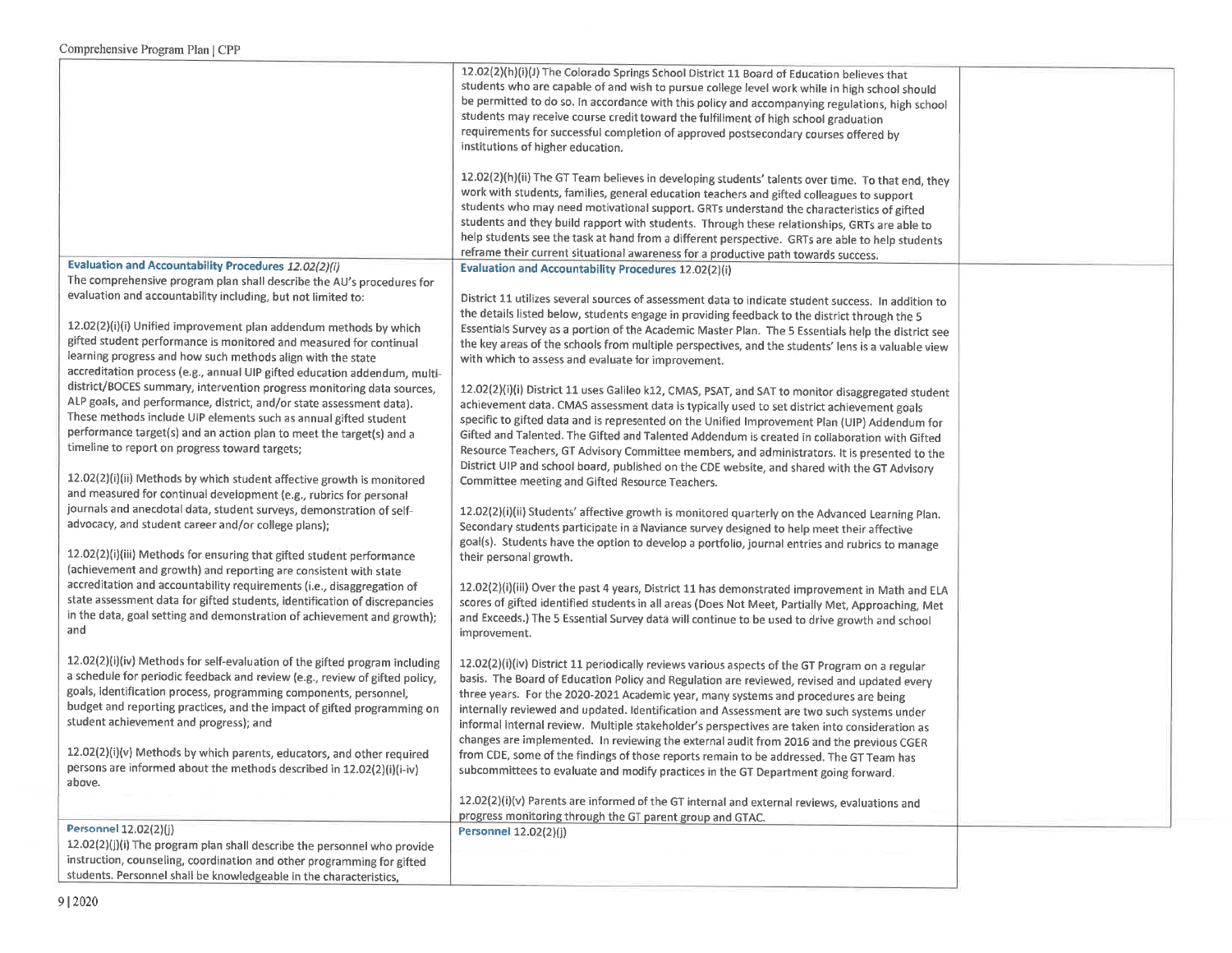| | | |
|---|---|---|
| | 12.02(2)(h)(i)(J) The Colorado Springs School District 11 Board of Education believes that students who are capable of and wish to pursue college level work while in high school should be permitted to do so. In accordance with this policy and accompanying regulations, high school students may receive course credit toward the fulfillment of high school graduation requirements for successful completion of approved postsecondary courses offered by institutions of higher education.<br><br>12.02(2)(h)(ii) The GT Team believes in developing students' talents over time. To that end, they work with students, families, general education teachers and gifted colleagues to support students who may need motivational support. GRTs understand the characteristics of gifted students and they build rapport with students. Through these relationships, GRTs are able to help students see the task at hand from a different perspective. GRTs are able to help students reframe their current situational awareness for a productive path towards success. | |
| **Evaluation and Accountability Procedures** *12.02(2)(i)*<br>The comprehensive program plan shall describe the AU's procedures for evaluation and accountability including, but not limited to:<br><br>12.02(2)(i)(i) Unified improvement plan addendum methods by which gifted student performance is monitored and measured for continual learning progress and how such methods align with the state accreditation process (e.g., annual UIP gifted education addendum, multi-district/BOCES summary, intervention progress monitoring data sources, ALP goals, and performance, district, and/or state assessment data). These methods include UIP elements such as annual gifted student performance target(s) and an action plan to meet the target(s) and a timeline to report on progress toward targets;<br><br>12.02(2)(i)(ii) Methods by which student affective growth is monitored and measured for continual development (e.g., rubrics for personal journals and anecdotal data, student surveys, demonstration of self-advocacy, and student career and/or college plans);<br><br>12.02(2)(i)(iii) Methods for ensuring that gifted student performance (achievement and growth) and reporting are consistent with state accreditation and accountability requirements (i.e., disaggregation of state assessment data for gifted students, identification of discrepancies in the data, goal setting and demonstration of achievement and growth); and<br><br>12.02(2)(i)(iv) Methods for self-evaluation of the gifted program including a schedule for periodic feedback and review (e.g., review of gifted policy, goals, identification process, programming components, personnel, budget and reporting practices, and the impact of gifted programming on student achievement and progress); and<br><br>12.02(2)(i)(v) Methods by which parents, educators, and other required persons are informed about the methods described in 12.02(2)(i)(i-iv) above. | **Evaluation and Accountability Procedures** 12.02(2)(i)<br><br>District 11 utilizes several sources of assessment data to indicate student success. In addition to the details listed below, students engage in providing feedback to the district through the 5 Essentials Survey as a portion of the Academic Master Plan. The 5 Essentials help the district see the key areas of the schools from multiple perspectives, and the students' lens is a valuable view with which to assess and evaluate for improvement.<br><br>12.02(2)(i)(i) District 11 uses Galileo k12, CMAS, PSAT, and SAT to monitor disaggregated student achievement data. CMAS assessment data is typically used to set district achievement goals specific to gifted data and is represented on the Unified Improvement Plan (UIP) Addendum for Gifted and Talented. The Gifted and Talented Addendum is created in collaboration with Gifted Resource Teachers, GT Advisory Committee members, and administrators. It is presented to the District UIP and school board, published on the CDE website, and shared with the GT Advisory Committee meeting and Gifted Resource Teachers.<br><br>12.02(2)(i)(ii) Students' affective growth is monitored quarterly on the Advanced Learning Plan. Secondary students participate in a Naviance survey designed to help meet their affective goal(s). Students have the option to develop a portfolio, journal entries and rubrics to manage their personal growth.<br><br>12.02(2)(i)(iii) Over the past 4 years, District 11 has demonstrated improvement in Math and ELA scores of gifted identified students in all areas (Does Not Meet, Partially Met, Approaching, Met and Exceeds.) The 5 Essential Survey data will continue to be used to drive growth and school improvement.<br><br>12.02(2)(i)(iv) District 11 periodically reviews various aspects of the GT Program on a regular basis. The Board of Education Policy and Regulation are reviewed, revised and updated every three years. For the 2020-2021 Academic year, many systems and procedures are being internally reviewed and updated. Identification and Assessment are two such systems under informal internal review. Multiple stakeholder's perspectives are taken into consideration as changes are implemented. In reviewing the external audit from 2016 and the previous CGER from CDE, some of the findings of those reports remain to be addressed. The GT Team has subcommittees to evaluate and modify practices in the GT Department going forward.<br><br>12.02(2)(i)(v) Parents are informed of the GT internal and external reviews, evaluations and progress monitoring through the GT parent group and GTAC. | |
| **Personnel** 12.02(2)(j)<br>12.02(2)(j)(i) The program plan shall describe the personnel who provide instruction, counseling, coordination and other programming for gifted students. Personnel shall be knowledgeable in the characteristics, | **Personnel** 12.02(2)(j) | |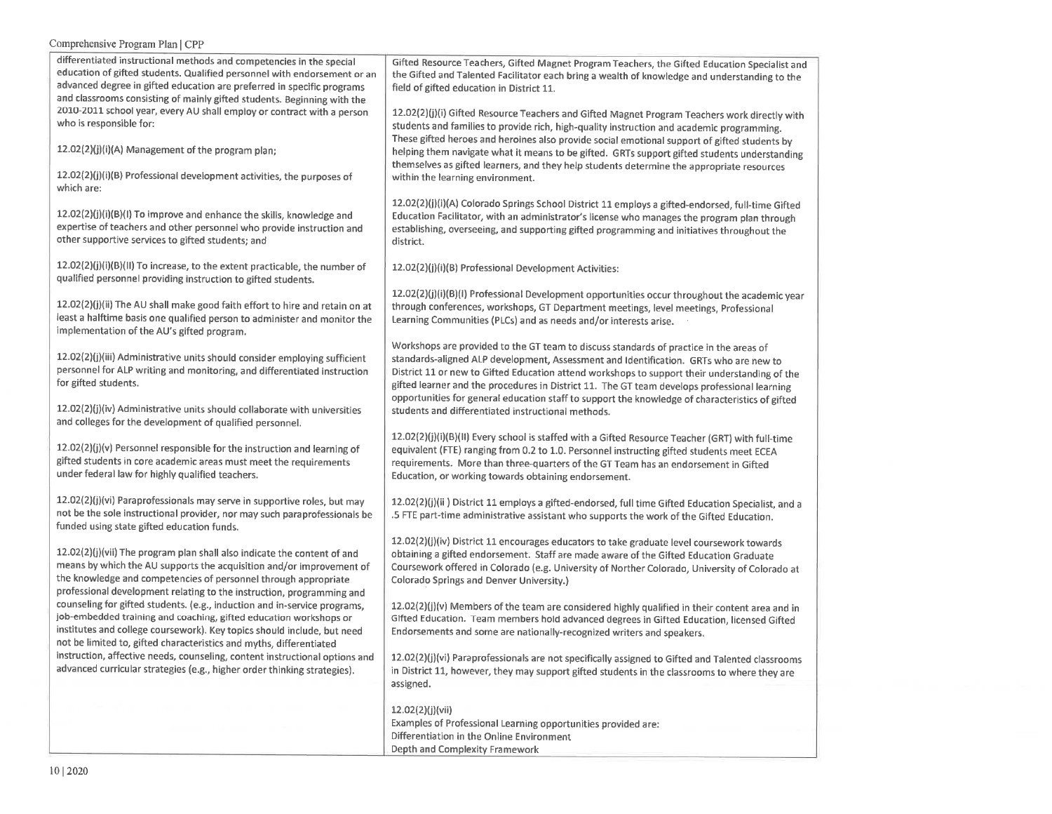| | |
|---|---|
| differentiated instructional methods and competencies in the special education of gifted students. Qualified personnel with endorsement or an advanced degree in gifted education are preferred in specific programs and classrooms consisting of mainly gifted students. Beginning with the 2010-2011 school year, every AU shall employ or contract with a person who is responsible for:<br><br>12.02(2)(j)(i)(A) Management of the program plan;<br><br>12.02(2)(j)(i)(B) Professional development activities, the purposes of which are:<br><br>12.02(2)(j)(i)(B)(I) To improve and enhance the skills, knowledge and expertise of teachers and other personnel who provide instruction and other supportive services to gifted students; and<br><br>12.02(2)(j)(i)(B)(II) To increase, to the extent practicable, the number of qualified personnel providing instruction to gifted students.<br><br>12.02(2)(j)(ii) The AU shall make good faith effort to hire and retain on at least a halftime basis one qualified person to administer and monitor the implementation of the AU's gifted program.<br><br>12.02(2)(j)(iii) Administrative units should consider employing sufficient personnel for ALP writing and monitoring, and differentiated instruction for gifted students.<br><br>12.02(2)(j)(iv) Administrative units should collaborate with universities and colleges for the development of qualified personnel.<br><br>12.02(2)(j)(v) Personnel responsible for the instruction and learning of gifted students in core academic areas must meet the requirements under federal law for highly qualified teachers.<br><br>12.02(2)(j)(vi) Paraprofessionals may serve in supportive roles, but may not be the sole instructional provider, nor may such paraprofessionals be funded using state gifted education funds.<br><br>12.02(2)(j)(vii) The program plan shall also indicate the content of and means by which the AU supports the acquisition and/or improvement of the knowledge and competencies of personnel through appropriate professional development relating to the instruction, programming and counseling for gifted students. (e.g., induction and in-service programs, job-embedded training and coaching, gifted education workshops or institutes and college coursework). Key topics should include, but need not be limited to, gifted characteristics and myths, differentiated instruction, affective needs, counseling, content instructional options and advanced curricular strategies (e.g., higher order thinking strategies). | Gifted Resource Teachers, Gifted Magnet Program Teachers, the Gifted Education Specialist and the Gifted and Talented Facilitator each bring a wealth of knowledge and understanding to the field of gifted education in District 11.<br><br>12.02(2)(j)(i) Gifted Resource Teachers and Gifted Magnet Program Teachers work directly with students and families to provide rich, high-quality instruction and academic programming. These gifted heroes and heroines also provide social emotional support of gifted students by helping them navigate what it means to be gifted. GRTs support gifted students understanding themselves as gifted learners, and they help students determine the appropriate resources within the learning environment.<br><br>12.02(2)(j)(i)(A) Colorado Springs School District 11 employs a gifted-endorsed, full-time Gifted Education Facilitator, with an administrator's license who manages the program plan through establishing, overseeing, and supporting gifted programming and initiatives throughout the district.<br><br>12.02(2)(j)(i)(B) Professional Development Activities:<br><br>12.02(2)(j)(i)(B)(I) Professional Development opportunities occur throughout the academic year through conferences, workshops, GT Department meetings, level meetings, Professional Learning Communities (PLCs) and as needs and/or interests arise.<br><br>Workshops are provided to the GT team to discuss standards of practice in the areas of standards-aligned ALP development, Assessment and Identification. GRTs who are new to District 11 or new to Gifted Education attend workshops to support their understanding of the gifted learner and the procedures in District 11. The GT team develops professional learning opportunities for general education staff to support the knowledge of characteristics of gifted students and differentiated instructional methods.<br><br>12.02(2)(j)(i)(B)(II) Every school is staffed with a Gifted Resource Teacher (GRT) with full-time equivalent (FTE) ranging from 0.2 to 1.0. Personnel instructing gifted students meet ECEA requirements. More than three-quarters of the GT Team has an endorsement in Gifted Education, or working towards obtaining endorsement.<br><br>12.02(2)(j)(ii ) District 11 employs a gifted-endorsed, full time Gifted Education Specialist, and a .5 FTE part-time administrative assistant who supports the work of the Gifted Education.<br><br>12.02(2)(j)(iv) District 11 encourages educators to take graduate level coursework towards obtaining a gifted endorsement. Staff are made aware of the Gifted Education Graduate Coursework offered in Colorado (e.g. University of Norther Colorado, University of Colorado at Colorado Springs and Denver University.)<br><br>12.02(2)(j)(v) Members of the team are considered highly qualified in their content area and in Gifted Education. Team members hold advanced degrees in Gifted Education, licensed Gifted Endorsements and some are nationally-recognized writers and speakers.<br><br>12.02(2)(j)(vi) Paraprofessionals are not specifically assigned to Gifted and Talented classrooms in District 11, however, they may support gifted students in the classrooms to where they are assigned.<br><br>12.02(2)(j)(vii)<br>Examples of Professional Learning opportunities provided are:<br>Differentiation in the Online Environment<br>Depth and Complexity Framework |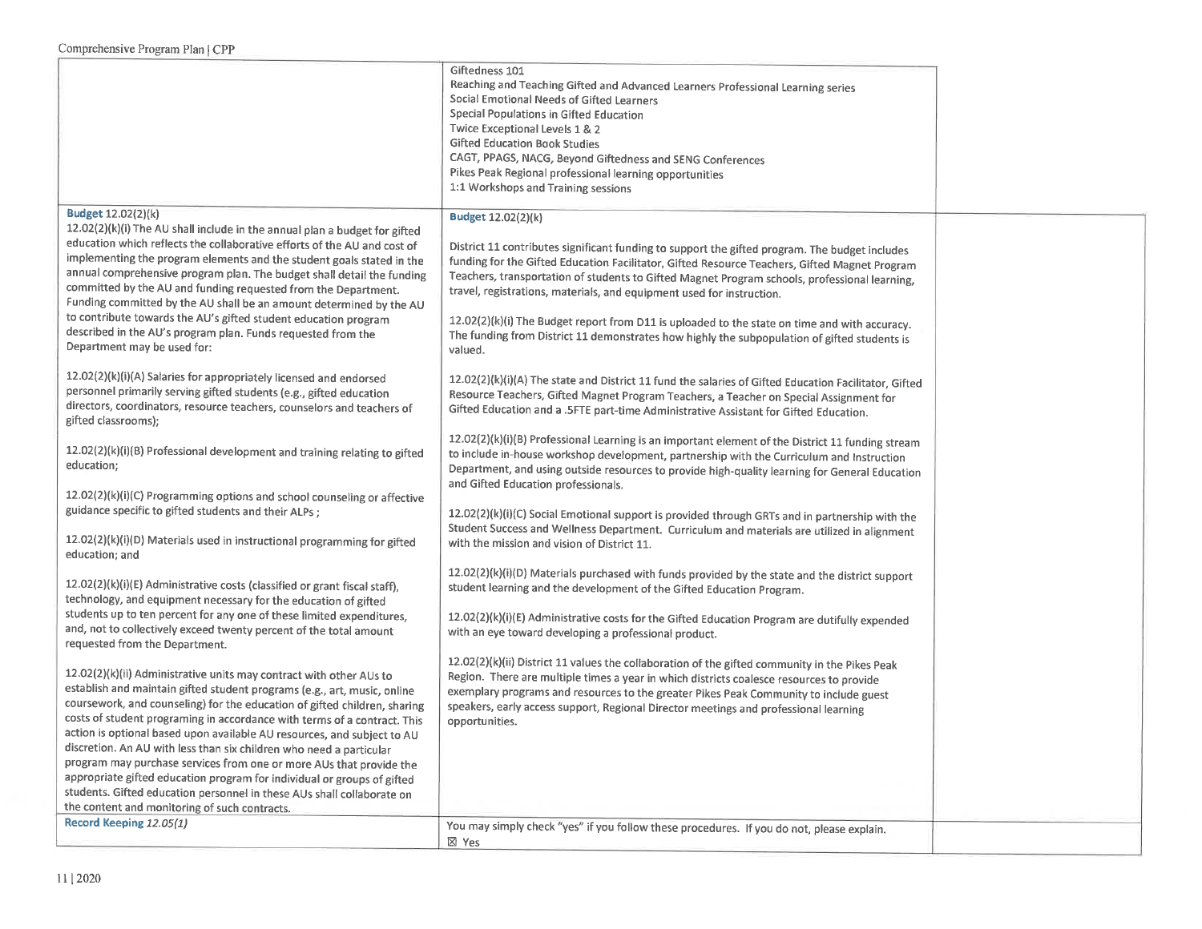| | | |
|---|---|---|
| | Giftedness 101<br>Reaching and Teaching Gifted and Advanced Learners Professional Learning series<br>Social Emotional Needs of Gifted Learners<br>Special Populations in Gifted Education<br>Twice Exceptional Levels 1 & 2<br>Gifted Education Book Studies<br>CAGT, PPAGS, NACG, Beyond Giftedness and SENG Conferences<br>Pikes Peak Regional professional learning opportunities<br>1:1 Workshops and Training sessions | |
| **Budget** 12.02(2)(k)<br>12.02(2)(k)(i) The AU shall include in the annual plan a budget for gifted education which reflects the collaborative efforts of the AU and cost of implementing the program elements and the student goals stated in the annual comprehensive program plan. The budget shall detail the funding committed by the AU and funding requested from the Department. Funding committed by the AU shall be an amount determined by the AU to contribute towards the AU's gifted student education program described in the AU's program plan. Funds requested from the Department may be used for:<br><br>12.02(2)(k)(i)(A) Salaries for appropriately licensed and endorsed personnel primarily serving gifted students (e.g., gifted education directors, coordinators, resource teachers, counselors and teachers of gifted classrooms);<br><br>12.02(2)(k)(i)(B) Professional development and training relating to gifted education;<br><br>12.02(2)(k)(i)(C) Programming options and school counseling or affective guidance specific to gifted students and their ALPs ;<br><br>12.02(2)(k)(i)(D) Materials used in instructional programming for gifted education; and<br><br>12.02(2)(k)(i)(E) Administrative costs (classified or grant fiscal staff), technology, and equipment necessary for the education of gifted students up to ten percent for any one of these limited expenditures, and, not to collectively exceed twenty percent of the total amount requested from the Department.<br><br>12.02(2)(k)(ii) Administrative units may contract with other AUs to establish and maintain gifted student programs (e.g., art, music, online coursework, and counseling) for the education of gifted children, sharing costs of student programing in accordance with terms of a contract. This action is optional based upon available AU resources, and subject to AU discretion. An AU with less than six children who need a particular program may purchase services from one or more AUs that provide the appropriate gifted education program for individual or groups of gifted students. Gifted education personnel in these AUs shall collaborate on the content and monitoring of such contracts. | **Budget** 12.02(2)(k)<br><br>District 11 contributes significant funding to support the gifted program. The budget includes funding for the Gifted Education Facilitator, Gifted Resource Teachers, Gifted Magnet Program Teachers, transportation of students to Gifted Magnet Program schools, professional learning, travel, registrations, materials, and equipment used for instruction.<br><br>12.02(2)(k)(i) The Budget report from D11 is uploaded to the state on time and with accuracy. The funding from District 11 demonstrates how highly the subpopulation of gifted students is valued.<br><br>12.02(2)(k)(i)(A) The state and District 11 fund the salaries of Gifted Education Facilitator, Gifted Resource Teachers, Gifted Magnet Program Teachers, a Teacher on Special Assignment for Gifted Education and a .5FTE part-time Administrative Assistant for Gifted Education.<br><br>12.02(2)(k)(i)(B) Professional Learning is an important element of the District 11 funding stream to include in-house workshop development, partnership with the Curriculum and Instruction Department, and using outside resources to provide high-quality learning for General Education and Gifted Education professionals.<br><br>12.02(2)(k)(i)(C) Social Emotional support is provided through GRTs and in partnership with the Student Success and Wellness Department. Curriculum and materials are utilized in alignment with the mission and vision of District 11.<br><br>12.02(2)(k)(i)(D) Materials purchased with funds provided by the state and the district support student learning and the development of the Gifted Education Program.<br><br>12.02(2)(k)(i)(E) Administrative costs for the Gifted Education Program are dutifully expended with an eye toward developing a professional product.<br><br>12.02(2)(k)(ii) District 11 values the collaboration of the gifted community in the Pikes Peak Region. There are multiple times a year in which districts coalesce resources to provide exemplary programs and resources to the greater Pikes Peak Community to include guest speakers, early access support, Regional Director meetings and professional learning opportunities. | |
| **Record Keeping** *12.05(1)* | You may simply check "yes" if you follow these procedures. If you do not, please explain.<br>☒ Yes | |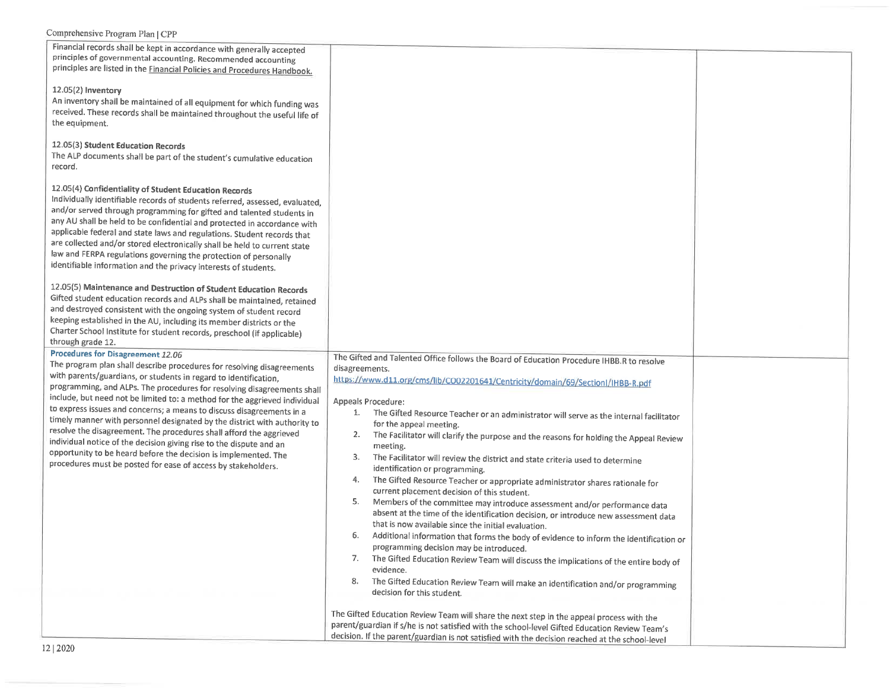| | | |
|---|---|---|
| Financial records shall be kept in accordance with generally accepted principles of governmental accounting. Recommended accounting principles are listed in the Financial Policies and Procedures Handbook.<br><br>12.05(2) **Inventory**<br>An inventory shall be maintained of all equipment for which funding was received. These records shall be maintained throughout the useful life of the equipment.<br><br>12.05(3) **Student Education Records**<br>The ALP documents shall be part of the student's cumulative education record.<br><br>12.05(4) **Confidentiality of Student Education Records**<br>Individually identifiable records of students referred, assessed, evaluated, and/or served through programming for gifted and talented students in any AU shall be held to be confidential and protected in accordance with applicable federal and state laws and regulations. Student records that are collected and/or stored electronically shall be held to current state law and FERPA regulations governing the protection of personally identifiable information and the privacy interests of students.<br><br>12.05(5) **Maintenance and Destruction of Student Education Records**<br>Gifted student education records and ALPs shall be maintained, retained and destroyed consistent with the ongoing system of student record keeping established in the AU, including its member districts or the Charter School Institute for student records, preschool (if applicable) through grade 12. | | |
| **Procedures for Disagreement** *12.06*<br>The program plan shall describe procedures for resolving disagreements with parents/guardians, or students in regard to identification, programming, and ALPs. The procedures for resolving disagreements shall include, but need not be limited to: a method for the aggrieved individual to express issues and concerns; a means to discuss disagreements in a timely manner with personnel designated by the district with authority to resolve the disagreement. The procedures shall afford the aggrieved individual notice of the decision giving rise to the dispute and an opportunity to be heard before the decision is implemented. The procedures must be posted for ease of access by stakeholders. | The Gifted and Talented Office follows the Board of Education Procedure IHBB.R to resolve disagreements.<br>https://www.d11.org/cms/lib/CO02201641/Centricity/domain/69/SectionI/IHBB-R.pdf<br><br>Appeals Procedure:<br>1. The Gifted Resource Teacher or an administrator will serve as the internal facilitator for the appeal meeting.<br>2. The Facilitator will clarify the purpose and the reasons for holding the Appeal Review meeting.<br>3. The Facilitator will review the district and state criteria used to determine identification or programming.<br>4. The Gifted Resource Teacher or appropriate administrator shares rationale for current placement decision of this student.<br>5. Members of the committee may introduce assessment and/or performance data absent at the time of the identification decision, or introduce new assessment data that is now available since the initial evaluation.<br>6. Additional information that forms the body of evidence to inform the identification or programming decision may be introduced.<br>7. The Gifted Education Review Team will discuss the implications of the entire body of evidence.<br>8. The Gifted Education Review Team will make an identification and/or programming decision for this student.<br><br>The Gifted Education Review Team will share the next step in the appeal process with the parent/guardian if s/he is not satisfied with the school-level Gifted Education Review Team's decision. If the parent/guardian is not satisfied with the decision reached at the school-level | |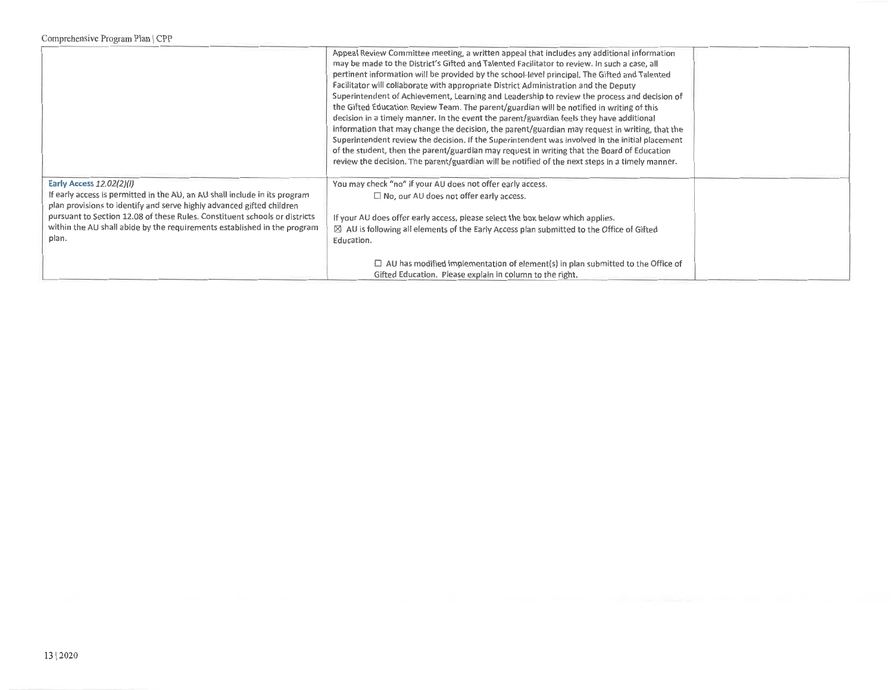| | | |
|---|---|---|
| | Appeal Review Committee meeting, a written appeal that includes any additional information may be made to the District's Gifted and Talented Facilitator to review. In such a case, all pertinent information will be provided by the school-level principal. The Gifted and Talented Facilitator will collaborate with appropriate District Administration and the Deputy Superintendent of Achievement, Learning and Leadership to review the process and decision of the Gifted Education Review Team. The parent/guardian will be notified in writing of this decision in a timely manner. In the event the parent/guardian feels they have additional information that may change the decision, the parent/guardian may request in writing, that the Superintendent review the decision. If the Superintendent was involved in the initial placement of the student, then the parent/guardian may request in writing that the Board of Education review the decision. The parent/guardian will be notified of the next steps in a timely manner. | |
| **Early Access** *12.02(2)(l)*<br>If early access is permitted in the AU, an AU shall include in its program plan provisions to identify and serve highly advanced gifted children pursuant to Section 12.08 of these Rules. Constituent schools or districts within the AU shall abide by the requirements established in the program plan. | You may check "no" if your AU does not offer early access.<br>☐ No, our AU does not offer early access.<br><br>If your AU does offer early access, please select the box below which applies.<br>☒ AU is following all elements of the Early Access plan submitted to the Office of Gifted Education.<br><br>☐ AU has modified implementation of element(s) in plan submitted to the Office of Gifted Education. Please explain in column to the right. | |